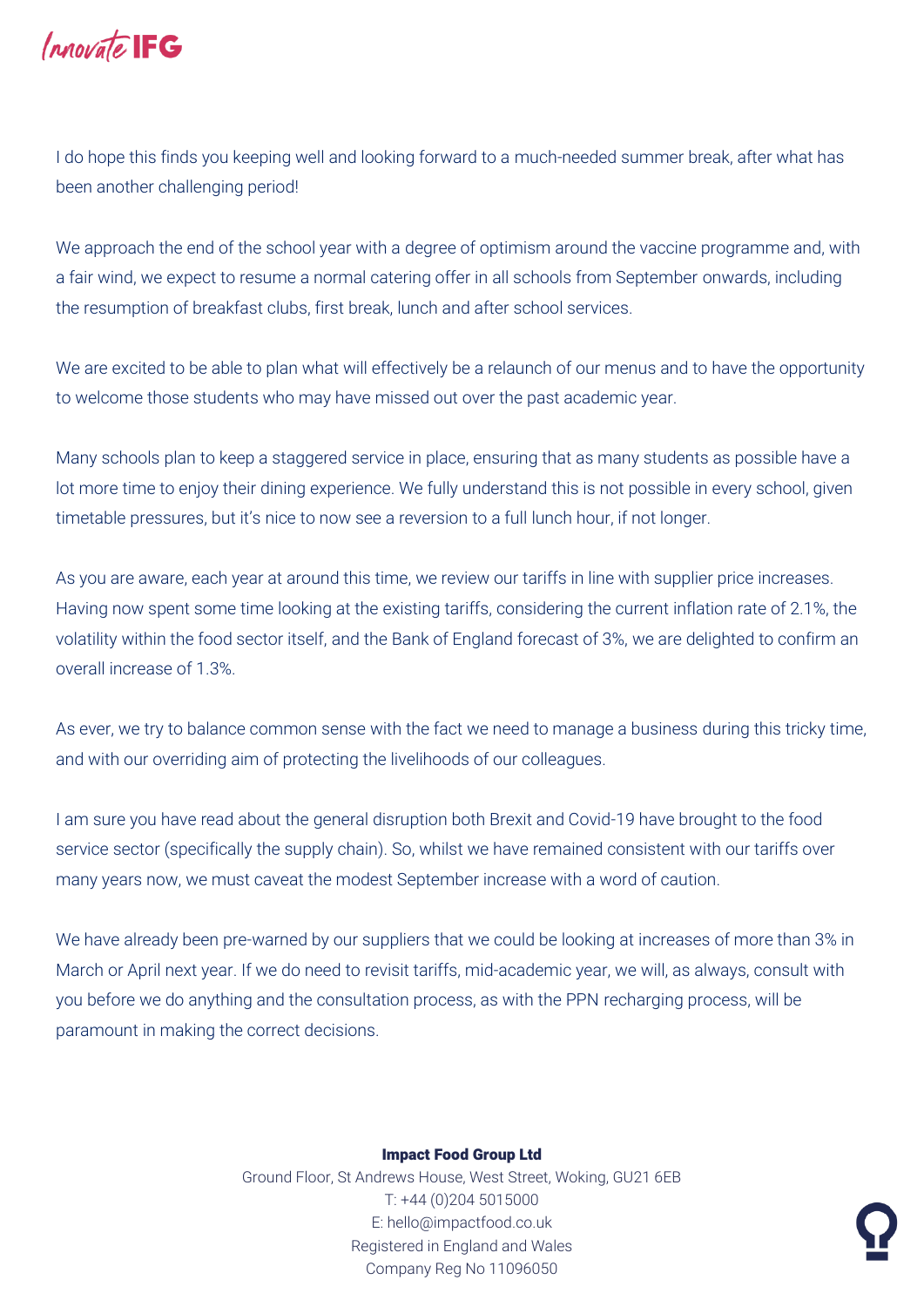Innovate IFG

I do hope this finds you keeping well and looking forward to a much-needed summer break, after what has been another challenging period!

We approach the end of the school year with a degree of optimism around the vaccine programme and, with a fair wind, we expect to resume a normal catering offer in all schools from September onwards, including the resumption of breakfast clubs, first break, lunch and after school services.

We are excited to be able to plan what will effectively be a relaunch of our menus and to have the opportunity to welcome those students who may have missed out over the past academic year.

Many schools plan to keep a staggered service in place, ensuring that as many students as possible have a lot more time to enjoy their dining experience. We fully understand this is not possible in every school, given timetable pressures, but it's nice to now see a reversion to a full lunch hour, if not longer.

As you are aware, each year at around this time, we review our tariffs in line with supplier price increases. Having now spent some time looking at the existing tariffs, considering the current inflation rate of 2.1%, the volatility within the food sector itself, and the Bank of England forecast of 3%, we are delighted to confirm an overall increase of 1.3%.

As ever, we try to balance common sense with the fact we need to manage a business during this tricky time, and with our overriding aim of protecting the livelihoods of our colleagues.

I am sure you have read about the general disruption both Brexit and Covid-19 have brought to the food service sector (specifically the supply chain). So, whilst we have remained consistent with our tariffs over many years now, we must caveat the modest September increase with a word of caution.

We have already been pre-warned by our suppliers that we could be looking at increases of more than 3% in March or April next year. If we do need to revisit tariffs, mid-academic year, we will, as always, consult with you before we do anything and the consultation process, as with the PPN recharging process, will be paramount in making the correct decisions.

**Impact Food Group Ltd**
Ground Floor, St Andrews House, West Street, Woking, GU21 6EB
T: +44 (0)204 5015000
E: hello@impactfood.co.uk
Registered in England and Wales
Company Reg No 11096050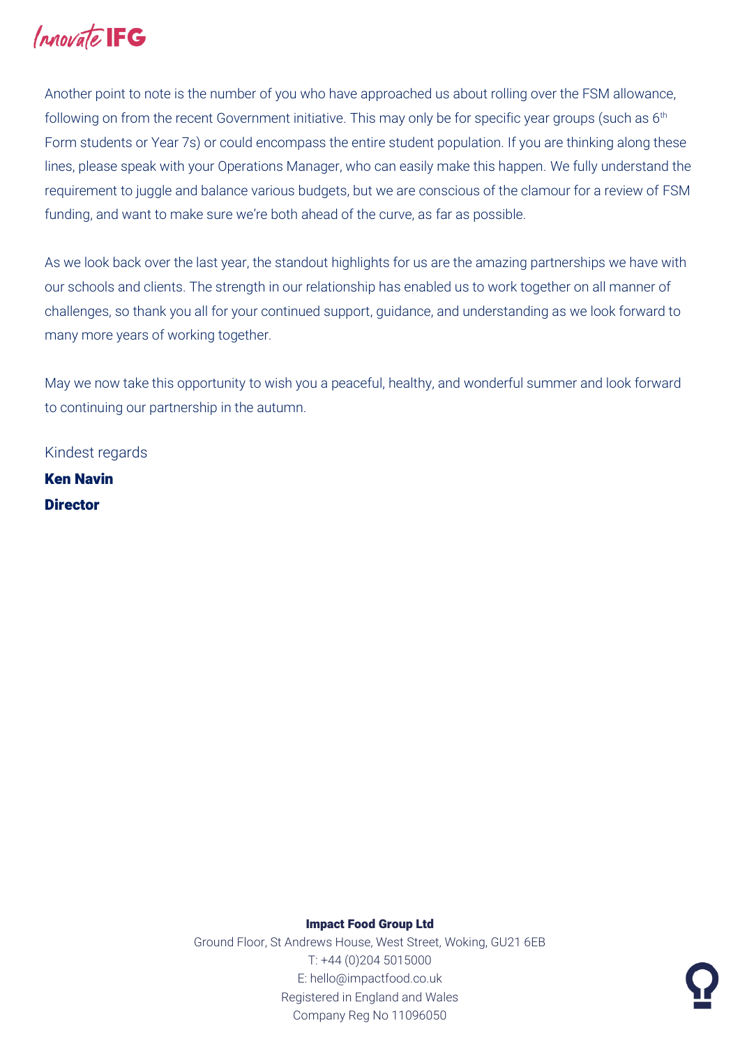Another point to note is the number of you who have approached us about rolling over the FSM allowance, following on from the recent Government initiative. This may only be for specific year groups (such as 6th Form students or Year 7s) or could encompass the entire student population. If you are thinking along these lines, please speak with your Operations Manager, who can easily make this happen. We fully understand the requirement to juggle and balance various budgets, but we are conscious of the clamour for a review of FSM funding, and want to make sure we're both ahead of the curve, as far as possible.

As we look back over the last year, the standout highlights for us are the amazing partnerships we have with our schools and clients. The strength in our relationship has enabled us to work together on all manner of challenges, so thank you all for your continued support, guidance, and understanding as we look forward to many more years of working together.

May we now take this opportunity to wish you a peaceful, healthy, and wonderful summer and look forward to continuing our partnership in the autumn.

Kindest regards

**Ken Navin**

**Director**

**Impact Food Group Ltd**

Ground Floor, St Andrews House, West Street, Woking, GU21 6EB

T: +44 (0)204 5015000

E: hello@impactfood.co.uk

Registered in England and Wales

Company Reg No 11096050